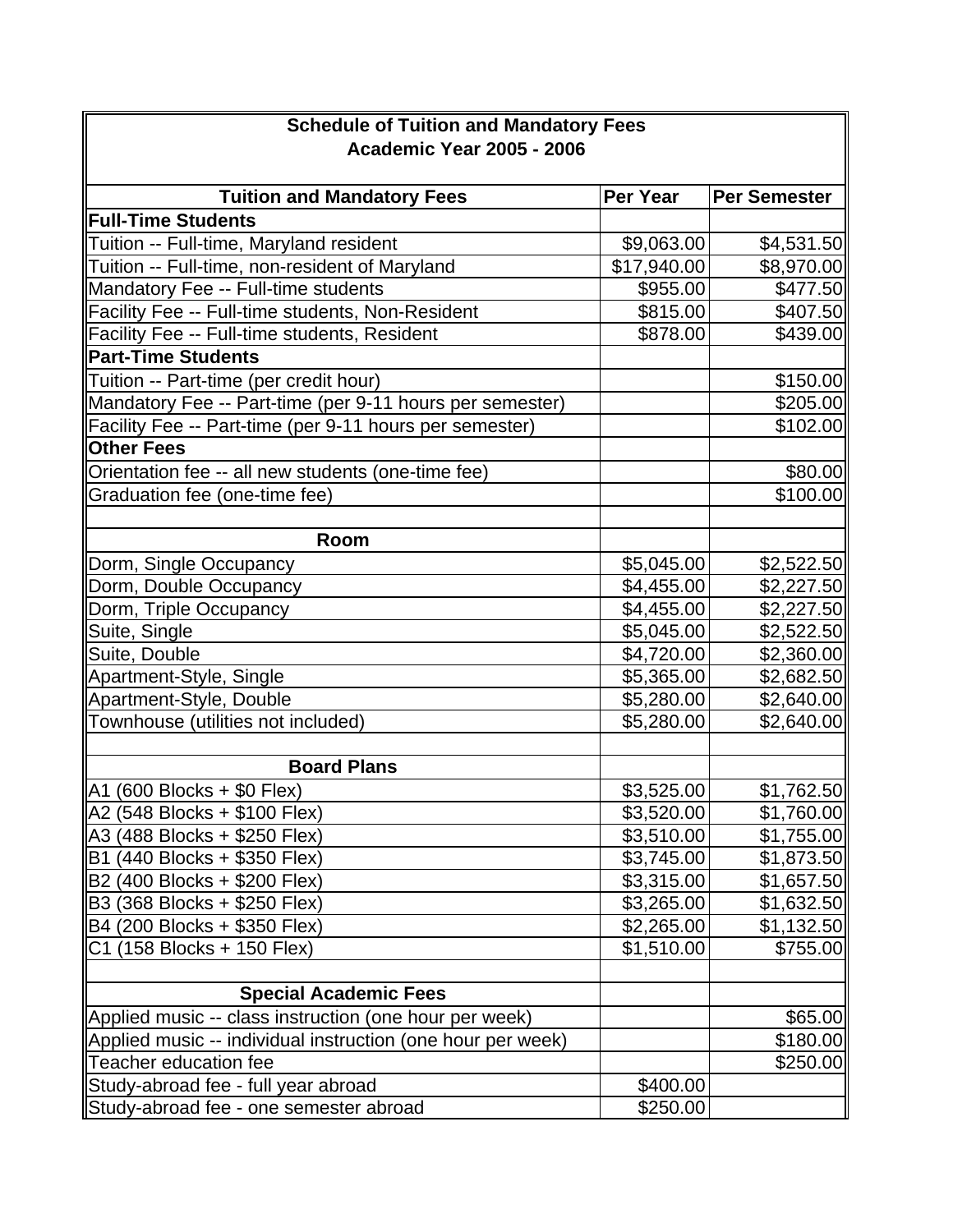## Schedule of Tuition and Mandatory Fees
## Academic Year 2005 - 2006

| Tuition and Mandatory Fees | Per Year | Per Semester |
|---|---|---|
| **Full-Time Students** | | |
| Tuition -- Full-time, Maryland resident | $9,063.00 | $4,531.50 |
| Tuition -- Full-time, non-resident of Maryland | $17,940.00 | $8,970.00 |
| Mandatory Fee -- Full-time students | $955.00 | $477.50 |
| Facility Fee -- Full-time students, Non-Resident | $815.00 | $407.50 |
| Facility Fee -- Full-time students, Resident | $878.00 | $439.00 |
| **Part-Time Students** | | |
| Tuition -- Part-time (per credit hour) | | $150.00 |
| Mandatory Fee -- Part-time (per 9-11 hours per semester) | | $205.00 |
| Facility Fee -- Part-time (per 9-11 hours per semester) | | $102.00 |
| **Other Fees** | | |
| Orientation fee -- all new students (one-time fee) | | $80.00 |
| Graduation fee (one-time fee) | | $100.00 |
| | | |
| **Room** | | |
| Dorm, Single Occupancy | $5,045.00 | $2,522.50 |
| Dorm, Double Occupancy | $4,455.00 | $2,227.50 |
| Dorm, Triple Occupancy | $4,455.00 | $2,227.50 |
| Suite, Single | $5,045.00 | $2,522.50 |
| Suite, Double | $4,720.00 | $2,360.00 |
| Apartment-Style, Single | $5,365.00 | $2,682.50 |
| Apartment-Style, Double | $5,280.00 | $2,640.00 |
| Townhouse (utilities not included) | $5,280.00 | $2,640.00 |
| | | |
| **Board Plans** | | |
| A1 (600 Blocks + $0 Flex) | $3,525.00 | $1,762.50 |
| A2 (548 Blocks + $100 Flex) | $3,520.00 | $1,760.00 |
| A3 (488 Blocks + $250 Flex) | $3,510.00 | $1,755.00 |
| B1 (440 Blocks + $350 Flex) | $3,745.00 | $1,873.50 |
| B2 (400 Blocks + $200 Flex) | $3,315.00 | $1,657.50 |
| B3 (368 Blocks + $250 Flex) | $3,265.00 | $1,632.50 |
| B4 (200 Blocks + $350 Flex) | $2,265.00 | $1,132.50 |
| C1 (158 Blocks + 150 Flex) | $1,510.00 | $755.00 |
| | | |
| **Special Academic Fees** | | |
| Applied music -- class instruction (one hour per week) | | $65.00 |
| Applied music -- individual instruction (one hour per week) | | $180.00 |
| Teacher education fee | | $250.00 |
| Study-abroad fee - full year abroad | $400.00 | |
| Study-abroad fee - one semester abroad | $250.00 | |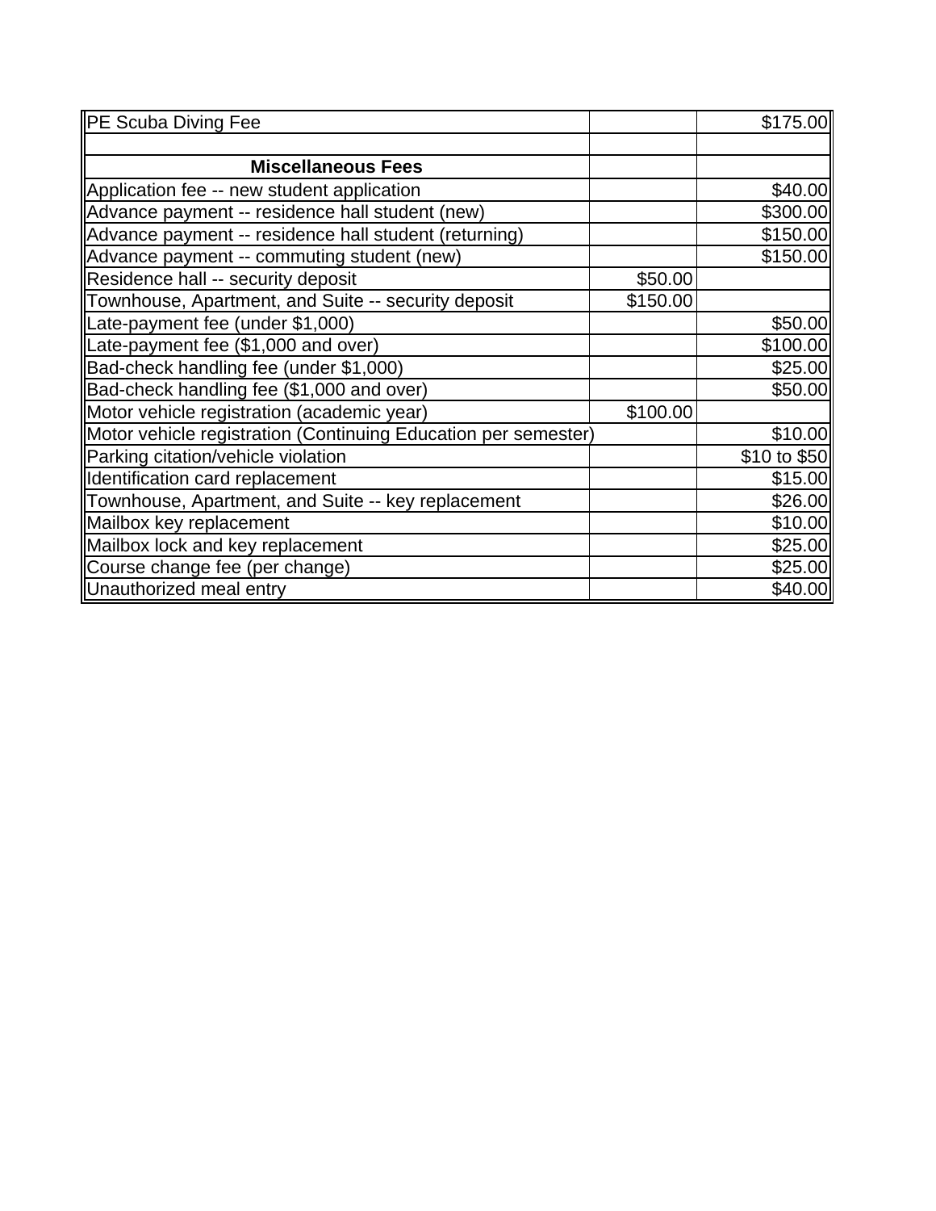| | | |
|---|---|---|
| PE Scuba Diving Fee | | $175.00 |
| | | |
| **Miscellaneous Fees** | | |
| Application fee -- new student application | | $40.00 |
| Advance payment -- residence hall student (new) | | $300.00 |
| Advance payment -- residence hall student (returning) | | $150.00 |
| Advance payment -- commuting student (new) | | $150.00 |
| Residence hall -- security deposit | $50.00 | |
| Townhouse, Apartment, and Suite -- security deposit | $150.00 | |
| Late-payment fee (under $1,000) | | $50.00 |
| Late-payment fee ($1,000 and over) | | $100.00 |
| Bad-check handling fee (under $1,000) | | $25.00 |
| Bad-check handling fee ($1,000 and over) | | $50.00 |
| Motor vehicle registration (academic year) | $100.00 | |
| Motor vehicle registration (Continuing Education per semester) | | $10.00 |
| Parking citation/vehicle violation | | $10 to $50 |
| Identification card replacement | | $15.00 |
| Townhouse, Apartment, and Suite -- key replacement | | $26.00 |
| Mailbox key replacement | | $10.00 |
| Mailbox lock and key replacement | | $25.00 |
| Course change fee (per change) | | $25.00 |
| Unauthorized meal entry | | $40.00 |